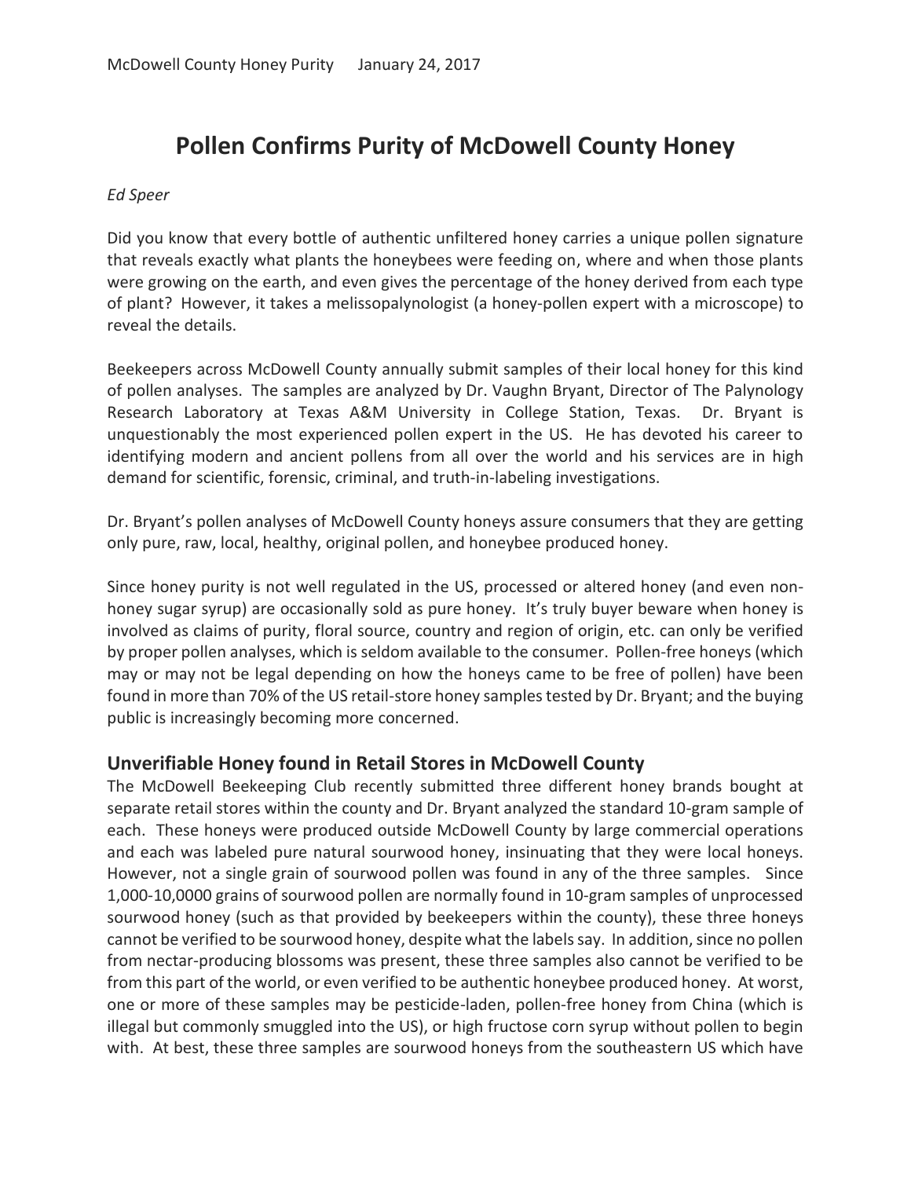# Pollen Confirms Purity of McDowell County Honey

*Ed Speer*

Did you know that every bottle of authentic unfiltered honey carries a unique pollen signature that reveals exactly what plants the honeybees were feeding on, where and when those plants were growing on the earth, and even gives the percentage of the honey derived from each type of plant? However, it takes a melissopalynologist (a honey-pollen expert with a microscope) to reveal the details.

Beekeepers across McDowell County annually submit samples of their local honey for this kind of pollen analyses. The samples are analyzed by Dr. Vaughn Bryant, Director of The Palynology Research Laboratory at Texas A&M University in College Station, Texas. Dr. Bryant is unquestionably the most experienced pollen expert in the US. He has devoted his career to identifying modern and ancient pollens from all over the world and his services are in high demand for scientific, forensic, criminal, and truth-in-labeling investigations.

Dr. Bryant's pollen analyses of McDowell County honeys assure consumers that they are getting only pure, raw, local, healthy, original pollen, and honeybee produced honey.

Since honey purity is not well regulated in the US, processed or altered honey (and even non-honey sugar syrup) are occasionally sold as pure honey. It's truly buyer beware when honey is involved as claims of purity, floral source, country and region of origin, etc. can only be verified by proper pollen analyses, which is seldom available to the consumer. Pollen-free honeys (which may or may not be legal depending on how the honeys came to be free of pollen) have been found in more than 70% of the US retail-store honey samples tested by Dr. Bryant; and the buying public is increasingly becoming more concerned.

## Unverifiable Honey found in Retail Stores in McDowell County

The McDowell Beekeeping Club recently submitted three different honey brands bought at separate retail stores within the county and Dr. Bryant analyzed the standard 10-gram sample of each. These honeys were produced outside McDowell County by large commercial operations and each was labeled pure natural sourwood honey, insinuating that they were local honeys. However, not a single grain of sourwood pollen was found in any of the three samples. Since 1,000-10,0000 grains of sourwood pollen are normally found in 10-gram samples of unprocessed sourwood honey (such as that provided by beekeepers within the county), these three honeys cannot be verified to be sourwood honey, despite what the labels say. In addition, since no pollen from nectar-producing blossoms was present, these three samples also cannot be verified to be from this part of the world, or even verified to be authentic honeybee produced honey. At worst, one or more of these samples may be pesticide-laden, pollen-free honey from China (which is illegal but commonly smuggled into the US), or high fructose corn syrup without pollen to begin with. At best, these three samples are sourwood honeys from the southeastern US which have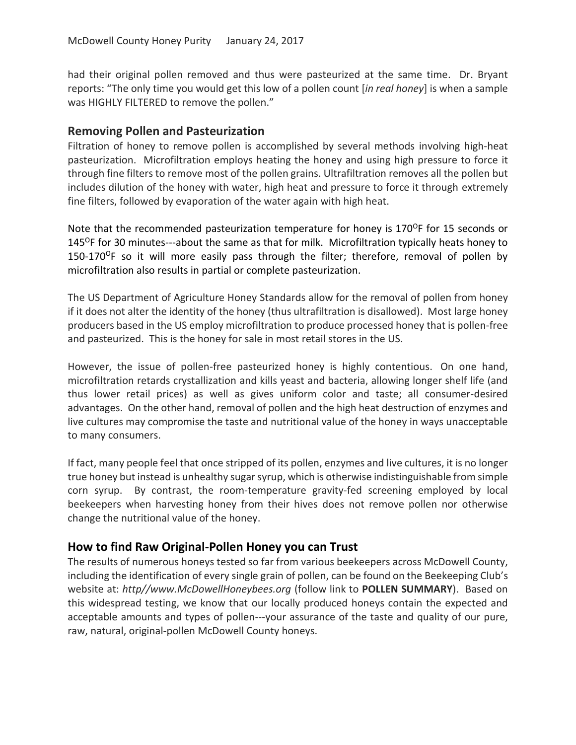had their original pollen removed and thus were pasteurized at the same time. Dr. Bryant reports: "The only time you would get this low of a pollen count [*in real honey*] is when a sample was HIGHLY FILTERED to remove the pollen."

## Removing Pollen and Pasteurization

Filtration of honey to remove pollen is accomplished by several methods involving high-heat pasteurization. Microfiltration employs heating the honey and using high pressure to force it through fine filters to remove most of the pollen grains. Ultrafiltration removes all the pollen but includes dilution of the honey with water, high heat and pressure to force it through extremely fine filters, followed by evaporation of the water again with high heat.

Note that the recommended pasteurization temperature for honey is 170$^{O}$F for 15 seconds or 145$^{O}$F for 30 minutes---about the same as that for milk. Microfiltration typically heats honey to 150-170$^{O}$F so it will more easily pass through the filter; therefore, removal of pollen by microfiltration also results in partial or complete pasteurization.

The US Department of Agriculture Honey Standards allow for the removal of pollen from honey if it does not alter the identity of the honey (thus ultrafiltration is disallowed). Most large honey producers based in the US employ microfiltration to produce processed honey that is pollen-free and pasteurized. This is the honey for sale in most retail stores in the US.

However, the issue of pollen-free pasteurized honey is highly contentious. On one hand, microfiltration retards crystallization and kills yeast and bacteria, allowing longer shelf life (and thus lower retail prices) as well as gives uniform color and taste; all consumer-desired advantages. On the other hand, removal of pollen and the high heat destruction of enzymes and live cultures may compromise the taste and nutritional value of the honey in ways unacceptable to many consumers.

If fact, many people feel that once stripped of its pollen, enzymes and live cultures, it is no longer true honey but instead is unhealthy sugar syrup, which is otherwise indistinguishable from simple corn syrup. By contrast, the room-temperature gravity-fed screening employed by local beekeepers when harvesting honey from their hives does not remove pollen nor otherwise change the nutritional value of the honey.

## How to find Raw Original-Pollen Honey you can Trust

The results of numerous honeys tested so far from various beekeepers across McDowell County, including the identification of every single grain of pollen, can be found on the Beekeeping Club's website at: *http//www.McDowellHoneybees.org* (follow link to **POLLEN SUMMARY**). Based on this widespread testing, we know that our locally produced honeys contain the expected and acceptable amounts and types of pollen---your assurance of the taste and quality of our pure, raw, natural, original-pollen McDowell County honeys.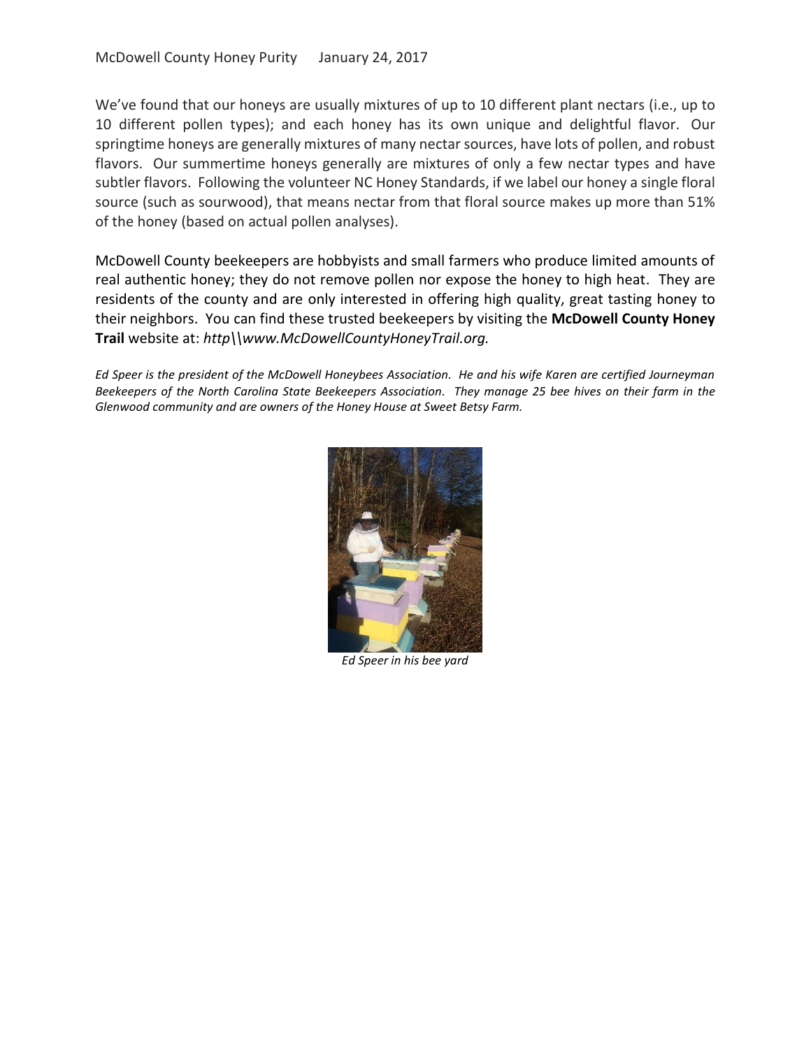We've found that our honeys are usually mixtures of up to 10 different plant nectars (i.e., up to 10 different pollen types); and each honey has its own unique and delightful flavor. Our springtime honeys are generally mixtures of many nectar sources, have lots of pollen, and robust flavors. Our summertime honeys generally are mixtures of only a few nectar types and have subtler flavors. Following the volunteer NC Honey Standards, if we label our honey a single floral source (such as sourwood), that means nectar from that floral source makes up more than 51% of the honey (based on actual pollen analyses).

McDowell County beekeepers are hobbyists and small farmers who produce limited amounts of real authentic honey; they do not remove pollen nor expose the honey to high heat. They are residents of the county and are only interested in offering high quality, great tasting honey to their neighbors. You can find these trusted beekeepers by visiting the **McDowell County Honey Trail** website at: *http\\www.McDowellCountyHoneyTrail.org.*

*Ed Speer is the president of the McDowell Honeybees Association. He and his wife Karen are certified Journeyman Beekeepers of the North Carolina State Beekeepers Association. They manage 25 bee hives on their farm in the Glenwood community and are owners of the Honey House at Sweet Betsy Farm.*

*Ed Speer in his bee yard*